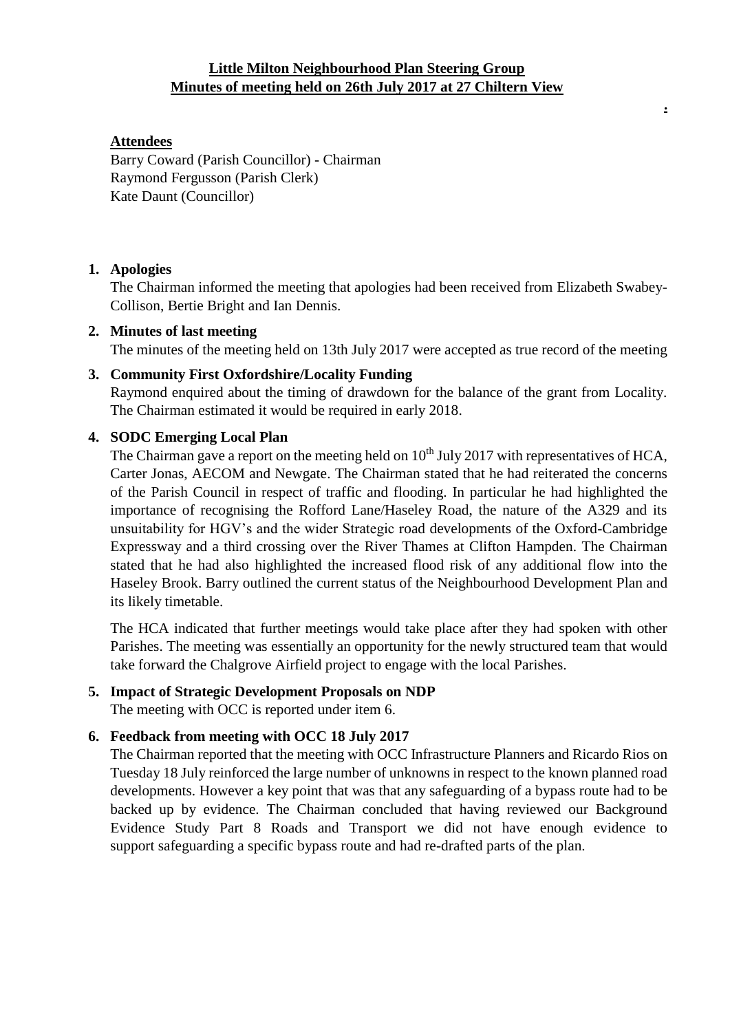**Little Milton Neighbourhood Plan Steering Group**
**Minutes of meeting held on 26th July 2017 at 27 Chiltern View**

**Attendees**

Barry Coward (Parish Councillor) - Chairman
Raymond Fergusson (Parish Clerk)
Kate Daunt (Councillor)

1. **Apologies**

   The Chairman informed the meeting that apologies had been received from Elizabeth Swabey-Collison, Bertie Bright and Ian Dennis.

2. **Minutes of last meeting**

   The minutes of the meeting held on 13th July 2017 were accepted as true record of the meeting

3. **Community First Oxfordshire/Locality Funding**

   Raymond enquired about the timing of drawdown for the balance of the grant from Locality. The Chairman estimated it would be required in early 2018.

4. **SODC Emerging Local Plan**

   The Chairman gave a report on the meeting held on 10th July 2017 with representatives of HCA, Carter Jonas, AECOM and Newgate. The Chairman stated that he had reiterated the concerns of the Parish Council in respect of traffic and flooding. In particular he had highlighted the importance of recognising the Rofford Lane/Haseley Road, the nature of the A329 and its unsuitability for HGV's and the wider Strategic road developments of the Oxford-Cambridge Expressway and a third crossing over the River Thames at Clifton Hampden. The Chairman stated that he had also highlighted the increased flood risk of any additional flow into the Haseley Brook. Barry outlined the current status of the Neighbourhood Development Plan and its likely timetable.

   The HCA indicated that further meetings would take place after they had spoken with other Parishes. The meeting was essentially an opportunity for the newly structured team that would take forward the Chalgrove Airfield project to engage with the local Parishes.

5. **Impact of Strategic Development Proposals on NDP**

   The meeting with OCC is reported under item 6.

6. **Feedback from meeting with OCC 18 July 2017**

   The Chairman reported that the meeting with OCC Infrastructure Planners and Ricardo Rios on Tuesday 18 July reinforced the large number of unknowns in respect to the known planned road developments. However a key point that was that any safeguarding of a bypass route had to be backed up by evidence. The Chairman concluded that having reviewed our Background Evidence Study Part 8 Roads and Transport we did not have enough evidence to support safeguarding a specific bypass route and had re-drafted parts of the plan.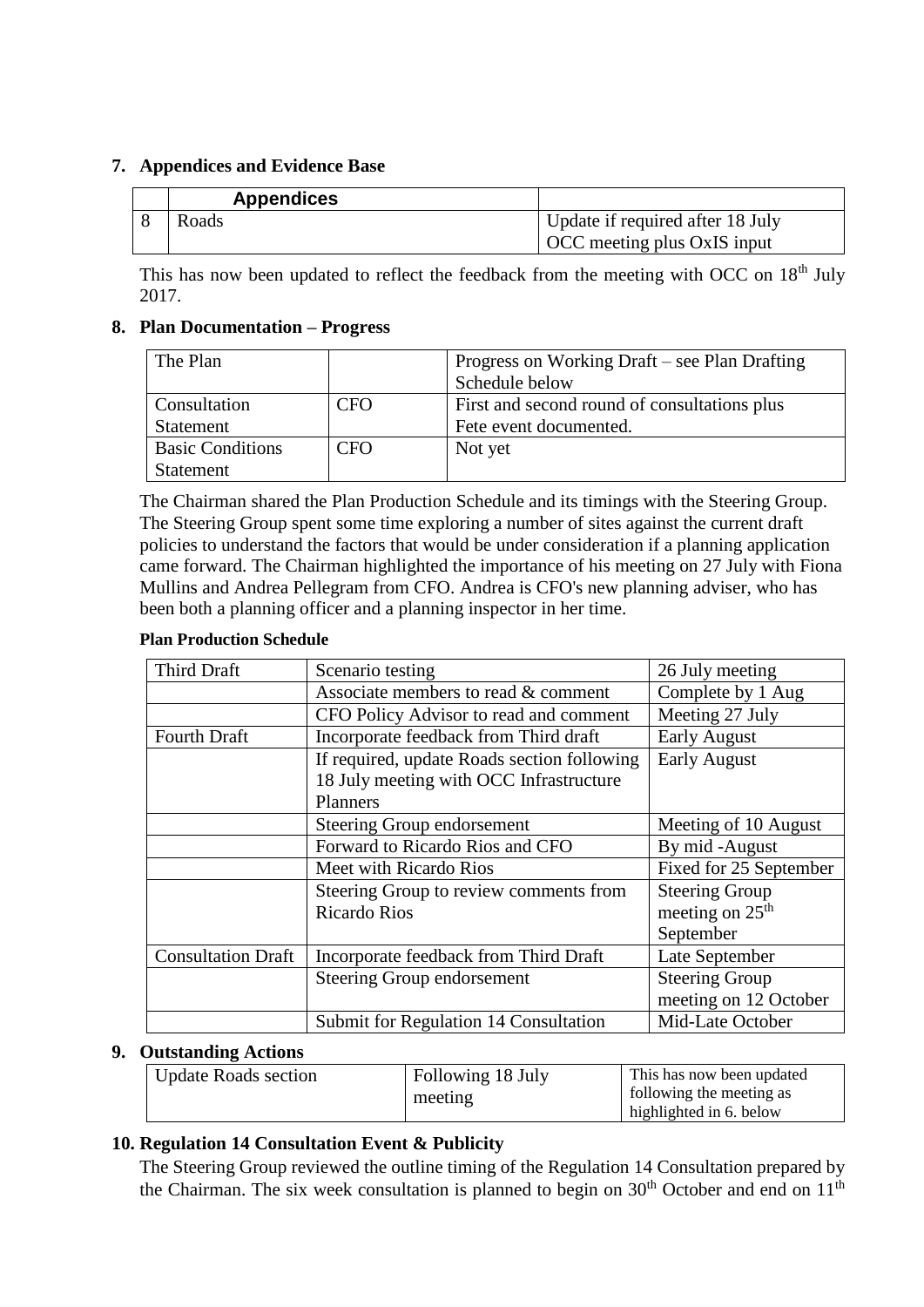## 7. Appendices and Evidence Base

| | Appendices | |
|---|---|---|
| 8 | Roads | Update if required after 18 July OCC meeting plus OxIS input |

This has now been updated to reflect the feedback from the meeting with OCC on 18th July 2017.

## 8. Plan Documentation – Progress

| The Plan | | Progress on Working Draft – see Plan Drafting Schedule below |
|---|---|---|
| Consultation Statement | CFO | First and second round of consultations plus Fete event documented. |
| Basic Conditions Statement | CFO | Not yet |

The Chairman shared the Plan Production Schedule and its timings with the Steering Group. The Steering Group spent some time exploring a number of sites against the current draft policies to understand the factors that would be under consideration if a planning application came forward. The Chairman highlighted the importance of his meeting on 27 July with Fiona Mullins and Andrea Pellegram from CFO. Andrea is CFO's new planning adviser, who has been both a planning officer and a planning inspector in her time.

**Plan Production Schedule**

| Third Draft | Scenario testing | 26 July meeting |
|---|---|---|
| | Associate members to read & comment | Complete by 1 Aug |
| | CFO Policy Advisor to read and comment | Meeting 27 July |
| Fourth Draft | Incorporate feedback from Third draft | Early August |
| | If required, update Roads section following 18 July meeting with OCC Infrastructure Planners | Early August |
| | Steering Group endorsement | Meeting of 10 August |
| | Forward to Ricardo Rios and CFO | By mid -August |
| | Meet with Ricardo Rios | Fixed for 25 September |
| | Steering Group to review comments from Ricardo Rios | Steering Group meeting on 25th September |
| Consultation Draft | Incorporate feedback from Third Draft | Late September |
| | Steering Group endorsement | Steering Group meeting on 12 October |
| | Submit for Regulation 14 Consultation | Mid-Late October |

## 9. Outstanding Actions

| Update Roads section | Following 18 July meeting | This has now been updated following the meeting as highlighted in 6. below |
|---|---|---|

## 10. Regulation 14 Consultation Event & Publicity

The Steering Group reviewed the outline timing of the Regulation 14 Consultation prepared by the Chairman. The six week consultation is planned to begin on 30th October and end on 11th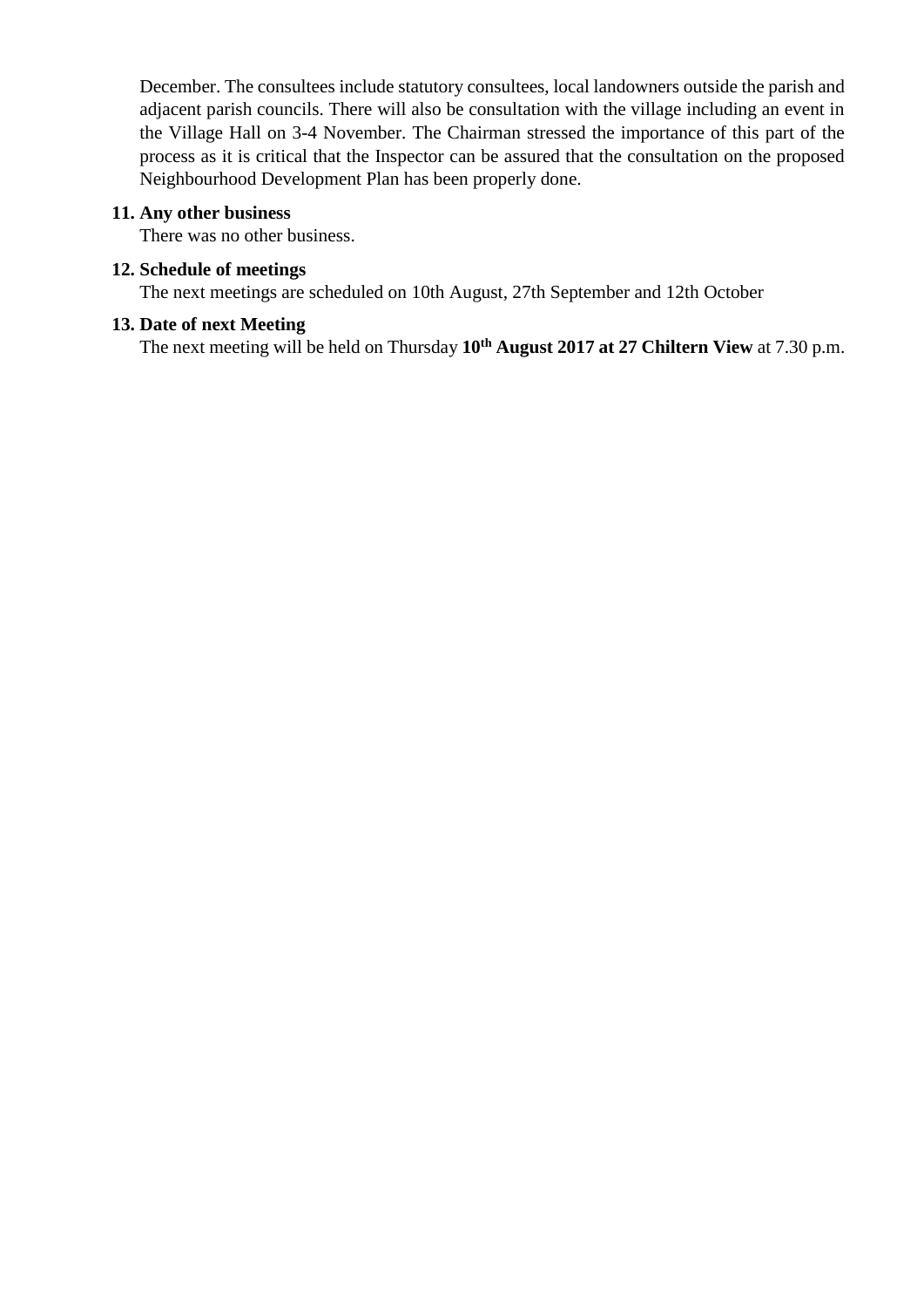December. The consultees include statutory consultees, local landowners outside the parish and adjacent parish councils. There will also be consultation with the village including an event in the Village Hall on 3-4 November. The Chairman stressed the importance of this part of the process as it is critical that the Inspector can be assured that the consultation on the proposed Neighbourhood Development Plan has been properly done.

**11. Any other business**

There was no other business.

**12. Schedule of meetings**

The next meetings are scheduled on 10th August, 27th September and 12th October

**13. Date of next Meeting**

The next meeting will be held on Thursday **10th August 2017 at 27 Chiltern View** at 7.30 p.m.